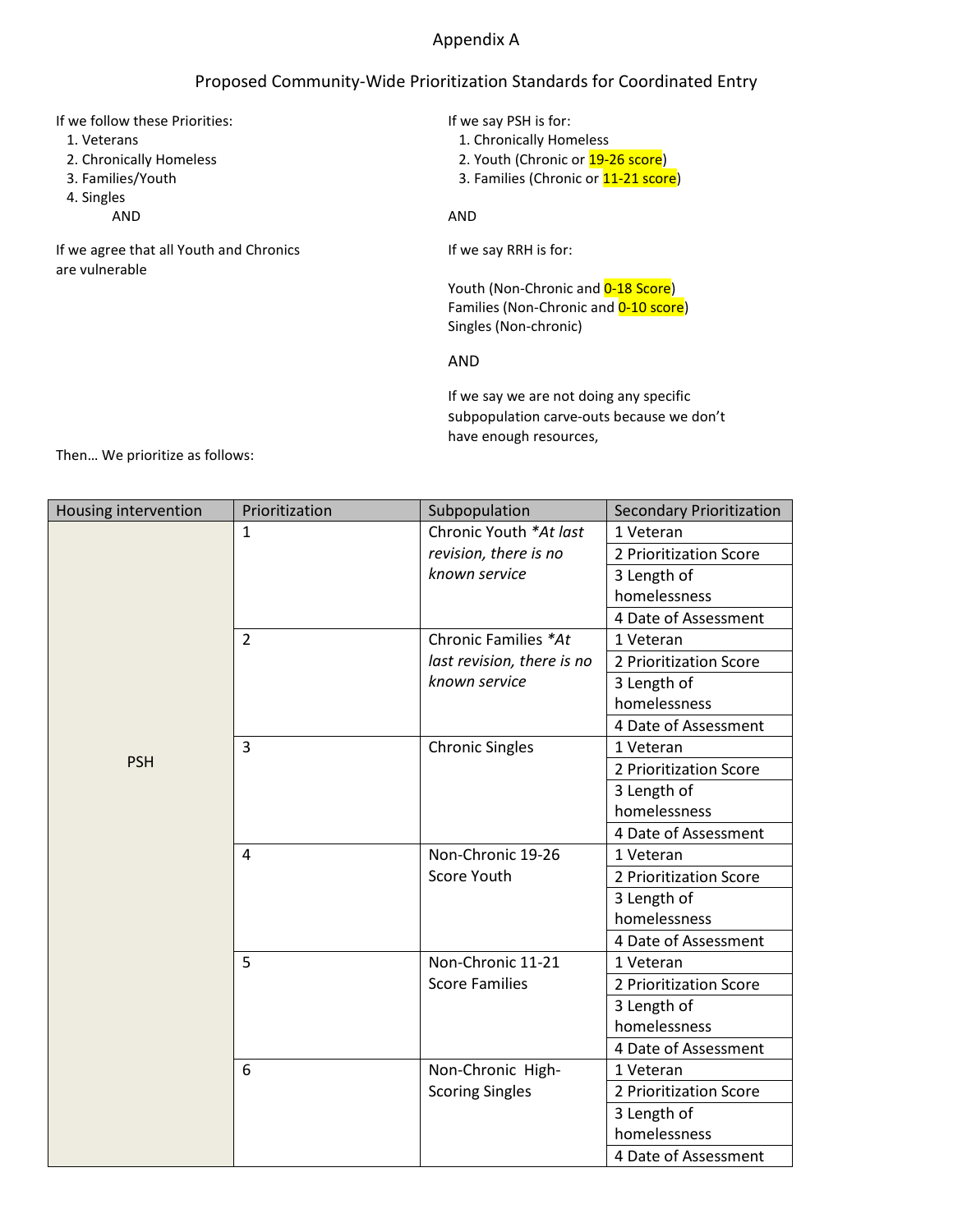# Appendix A

## Proposed Community-Wide Prioritization Standards for Coordinated Entry

If we follow these Priorities:

1. Veterans
2. Chronically Homeless
3. Families/Youth
4. Singles

AND

If we agree that all Youth and Chronics are vulnerable

If we say PSH is for:

1. Chronically Homeless
2. Youth (Chronic or 19-26 score)
3. Families (Chronic or 11-21 score)

AND

If we say RRH is for:

Youth (Non-Chronic and 0-18 Score)
Families (Non-Chronic and 0-10 score)
Singles (Non-chronic)

AND

If we say we are not doing any specific subpopulation carve-outs because we don't have enough resources,

Then… We prioritize as follows:

| Housing intervention | Prioritization | Subpopulation | Secondary Prioritization |
|---|---|---|---|
| PSH | 1 | Chronic Youth *At last revision, there is no known service* | 1 Veteran |
| | | | 2 Prioritization Score |
| | | | 3 Length of homelessness |
| | | | 4 Date of Assessment |
| | 2 | Chronic Families *At last revision, there is no known service* | 1 Veteran |
| | | | 2 Prioritization Score |
| | | | 3 Length of homelessness |
| | | | 4 Date of Assessment |
| | 3 | Chronic Singles | 1 Veteran |
| | | | 2 Prioritization Score |
| | | | 3 Length of homelessness |
| | | | 4 Date of Assessment |
| | 4 | Non-Chronic 19-26 Score Youth | 1 Veteran |
| | | | 2 Prioritization Score |
| | | | 3 Length of homelessness |
| | | | 4 Date of Assessment |
| | 5 | Non-Chronic 11-21 Score Families | 1 Veteran |
| | | | 2 Prioritization Score |
| | | | 3 Length of homelessness |
| | | | 4 Date of Assessment |
| | 6 | Non-Chronic High-Scoring Singles | 1 Veteran |
| | | | 2 Prioritization Score |
| | | | 3 Length of homelessness |
| | | | 4 Date of Assessment |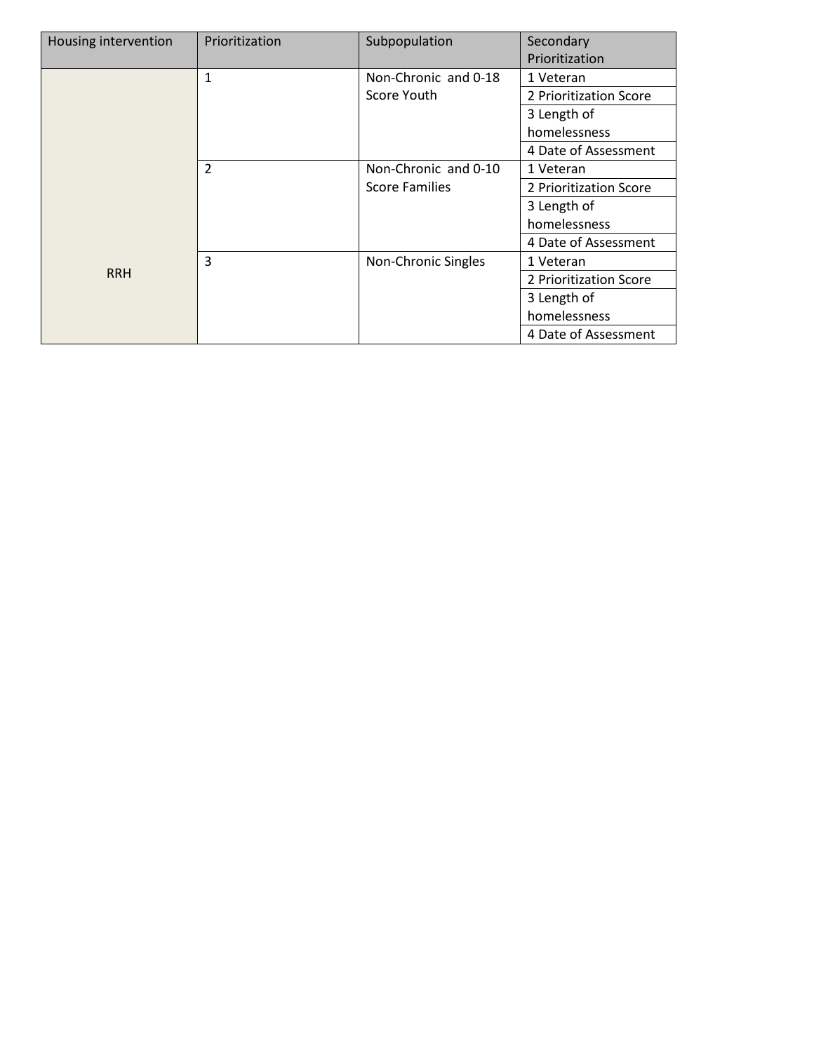| Housing intervention | Prioritization | Subpopulation | Secondary Prioritization |
|---|---|---|---|
| RRH | 1 | Non-Chronic and 0-18 Score Youth | 1 Veteran |
| | | | 2 Prioritization Score |
| | | | 3 Length of homelessness |
| | | | 4 Date of Assessment |
| | 2 | Non-Chronic and 0-10 Score Families | 1 Veteran |
| | | | 2 Prioritization Score |
| | | | 3 Length of homelessness |
| | | | 4 Date of Assessment |
| | 3 | Non-Chronic Singles | 1 Veteran |
| | | | 2 Prioritization Score |
| | | | 3 Length of homelessness |
| | | | 4 Date of Assessment |